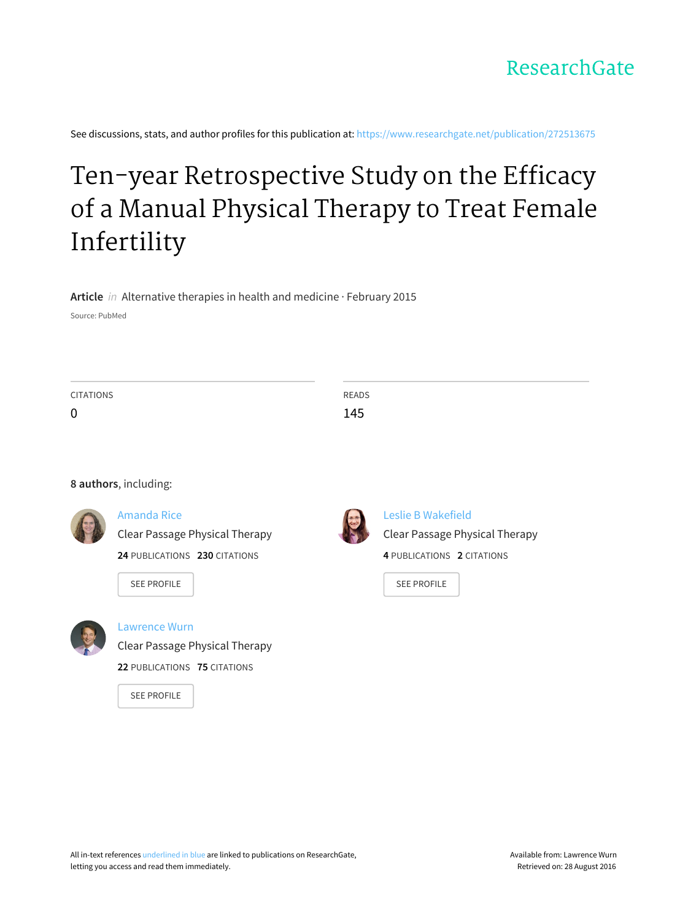ResearchGate

See discussions, stats, and author profiles for this publication at: https://www.researchgate.net/publication/272513675

# Ten-year Retrospective Study on the Efficacy of a Manual Physical Therapy to Treat Female Infertility

**Article** *in* Alternative therapies in health and medicine · February 2015

Source: PubMed

CITATIONS
0

READS
145

**8 authors**, including:

Amanda Rice
Clear Passage Physical Therapy
**24** PUBLICATIONS **230** CITATIONS

SEE PROFILE

Leslie B Wakefield
Clear Passage Physical Therapy
**4** PUBLICATIONS **2** CITATIONS

SEE PROFILE

Lawrence Wurn
Clear Passage Physical Therapy
**22** PUBLICATIONS **75** CITATIONS

SEE PROFILE

All in-text references underlined in blue are linked to publications on ResearchGate, letting you access and read them immediately.

Available from: Lawrence Wurn
Retrieved on: 28 August 2016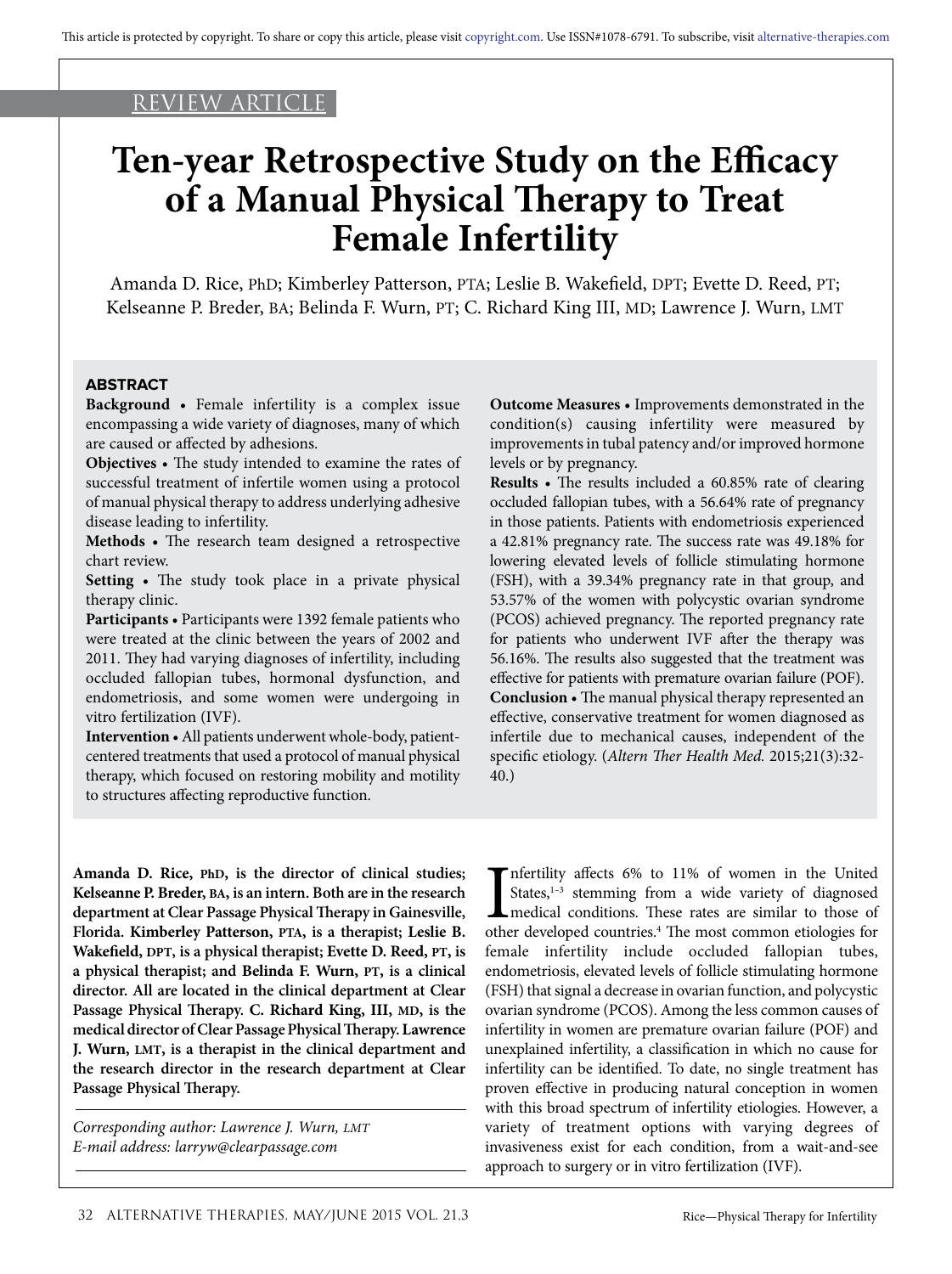REVIEW ARTICLE

# Ten-year Retrospective Study on the Efficacy of a Manual Physical Therapy to Treat Female Infertility

Amanda D. Rice, PhD; Kimberley Patterson, PTA; Leslie B. Wakefield, DPT; Evette D. Reed, PT; Kelseanne P. Breder, BA; Belinda F. Wurn, PT; C. Richard King III, MD; Lawrence J. Wurn, LMT

## ABSTRACT

**Background** • Female infertility is a complex issue encompassing a wide variety of diagnoses, many of which are caused or affected by adhesions.

**Objectives** • The study intended to examine the rates of successful treatment of infertile women using a protocol of manual physical therapy to address underlying adhesive disease leading to infertility.

**Methods** • The research team designed a retrospective chart review.

**Setting** • The study took place in a private physical therapy clinic.

**Participants** • Participants were 1392 female patients who were treated at the clinic between the years of 2002 and 2011. They had varying diagnoses of infertility, including occluded fallopian tubes, hormonal dysfunction, and endometriosis, and some women were undergoing in vitro fertilization (IVF).

**Intervention** • All patients underwent whole-body, patient-centered treatments that used a protocol of manual physical therapy, which focused on restoring mobility and motility to structures affecting reproductive function.

**Outcome Measures** • Improvements demonstrated in the condition(s) causing infertility were measured by improvements in tubal patency and/or improved hormone levels or by pregnancy.

**Results** • The results included a 60.85% rate of clearing occluded fallopian tubes, with a 56.64% rate of pregnancy in those patients. Patients with endometriosis experienced a 42.81% pregnancy rate. The success rate was 49.18% for lowering elevated levels of follicle stimulating hormone (FSH), with a 39.34% pregnancy rate in that group, and 53.57% of the women with polycystic ovarian syndrome (PCOS) achieved pregnancy. The reported pregnancy rate for patients who underwent IVF after the therapy was 56.16%. The results also suggested that the treatment was effective for patients with premature ovarian failure (POF).

**Conclusion** • The manual physical therapy represented an effective, conservative treatment for women diagnosed as infertile due to mechanical causes, independent of the specific etiology. (*Altern Ther Health Med.* 2015;21(3):32-40.)

**Amanda D. Rice, PhD, is the director of clinical studies; Kelseanne P. Breder, BA, is an intern. Both are in the research department at Clear Passage Physical Therapy in Gainesville, Florida. Kimberley Patterson, PTA, is a therapist; Leslie B. Wakefield, DPT, is a physical therapist; Evette D. Reed, PT, is a physical therapist; and Belinda F. Wurn, PT, is a clinical director. All are located in the clinical department at Clear Passage Physical Therapy. C. Richard King, III, MD, is the medical director of Clear Passage Physical Therapy. Lawrence J. Wurn, LMT, is a therapist in the clinical department and the research director in the research department at Clear Passage Physical Therapy.**

*Corresponding author: Lawrence J. Wurn, LMT*
*E-mail address: larryw@clearpassage.com*

Infertility affects 6% to 11% of women in the United States,[1–3] stemming from a wide variety of diagnosed medical conditions. These rates are similar to those of other developed countries.[4] The most common etiologies for female infertility include occluded fallopian tubes, endometriosis, elevated levels of follicle stimulating hormone (FSH) that signal a decrease in ovarian function, and polycystic ovarian syndrome (PCOS). Among the less common causes of infertility in women are premature ovarian failure (POF) and unexplained infertility, a classification in which no cause for infertility can be identified. To date, no single treatment has proven effective in producing natural conception in women with this broad spectrum of infertility etiologies. However, a variety of treatment options with varying degrees of invasiveness exist for each condition, from a wait-and-see approach to surgery or in vitro fertilization (IVF).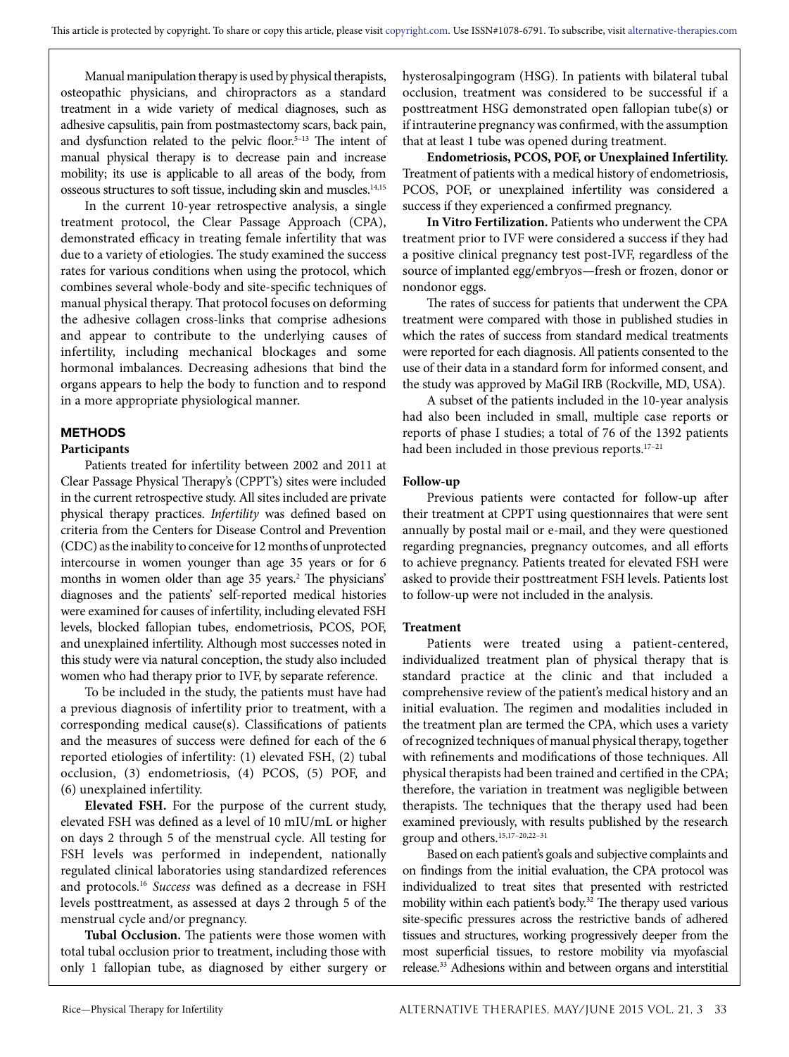Manual manipulation therapy is used by physical therapists, osteopathic physicians, and chiropractors as a standard treatment in a wide variety of medical diagnoses, such as adhesive capsulitis, pain from postmastectomy scars, back pain, and dysfunction related to the pelvic floor.[5–13] The intent of manual physical therapy is to decrease pain and increase mobility; its use is applicable to all areas of the body, from osseous structures to soft tissue, including skin and muscles.[14,15]

In the current 10-year retrospective analysis, a single treatment protocol, the Clear Passage Approach (CPA), demonstrated efficacy in treating female infertility that was due to a variety of etiologies. The study examined the success rates for various conditions when using the protocol, which combines several whole-body and site-specific techniques of manual physical therapy. That protocol focuses on deforming the adhesive collagen cross-links that comprise adhesions and appear to contribute to the underlying causes of infertility, including mechanical blockages and some hormonal imbalances. Decreasing adhesions that bind the organs appears to help the body to function and to respond in a more appropriate physiological manner.

## METHODS

### Participants

Patients treated for infertility between 2002 and 2011 at Clear Passage Physical Therapy's (CPPT's) sites were included in the current retrospective study. All sites included are private physical therapy practices. *Infertility* was defined based on criteria from the Centers for Disease Control and Prevention (CDC) as the inability to conceive for 12 months of unprotected intercourse in women younger than age 35 years or for 6 months in women older than age 35 years.[2] The physicians' diagnoses and the patients' self-reported medical histories were examined for causes of infertility, including elevated FSH levels, blocked fallopian tubes, endometriosis, PCOS, POF, and unexplained infertility. Although most successes noted in this study were via natural conception, the study also included women who had therapy prior to IVF, by separate reference.

To be included in the study, the patients must have had a previous diagnosis of infertility prior to treatment, with a corresponding medical cause(s). Classifications of patients and the measures of success were defined for each of the 6 reported etiologies of infertility: (1) elevated FSH, (2) tubal occlusion, (3) endometriosis, (4) PCOS, (5) POF, and (6) unexplained infertility.

**Elevated FSH.** For the purpose of the current study, elevated FSH was defined as a level of 10 mIU/mL or higher on days 2 through 5 of the menstrual cycle. All testing for FSH levels was performed in independent, nationally regulated clinical laboratories using standardized references and protocols.[16] *Success* was defined as a decrease in FSH levels posttreatment, as assessed at days 2 through 5 of the menstrual cycle and/or pregnancy.

**Tubal Occlusion.** The patients were those women with total tubal occlusion prior to treatment, including those with only 1 fallopian tube, as diagnosed by either surgery or hysterosalpingogram (HSG). In patients with bilateral tubal occlusion, treatment was considered to be successful if a posttreatment HSG demonstrated open fallopian tube(s) or if intrauterine pregnancy was confirmed, with the assumption that at least 1 tube was opened during treatment.

**Endometriosis, PCOS, POF, or Unexplained Infertility.** Treatment of patients with a medical history of endometriosis, PCOS, POF, or unexplained infertility was considered a success if they experienced a confirmed pregnancy.

**In Vitro Fertilization.** Patients who underwent the CPA treatment prior to IVF were considered a success if they had a positive clinical pregnancy test post-IVF, regardless of the source of implanted egg/embryos—fresh or frozen, donor or nondonor eggs.

The rates of success for patients that underwent the CPA treatment were compared with those in published studies in which the rates of success from standard medical treatments were reported for each diagnosis. All patients consented to the use of their data in a standard form for informed consent, and the study was approved by MaGil IRB (Rockville, MD, USA).

A subset of the patients included in the 10-year analysis had also been included in small, multiple case reports or reports of phase I studies; a total of 76 of the 1392 patients had been included in those previous reports.[17–21]

### Follow-up

Previous patients were contacted for follow-up after their treatment at CPPT using questionnaires that were sent annually by postal mail or e-mail, and they were questioned regarding pregnancies, pregnancy outcomes, and all efforts to achieve pregnancy. Patients treated for elevated FSH were asked to provide their posttreatment FSH levels. Patients lost to follow-up were not included in the analysis.

### Treatment

Patients were treated using a patient-centered, individualized treatment plan of physical therapy that is standard practice at the clinic and that included a comprehensive review of the patient's medical history and an initial evaluation. The regimen and modalities included in the treatment plan are termed the CPA, which uses a variety of recognized techniques of manual physical therapy, together with refinements and modifications of those techniques. All physical therapists had been trained and certified in the CPA; therefore, the variation in treatment was negligible between therapists. The techniques that the therapy used had been examined previously, with results published by the research group and others.[15,17–20,22–31]

Based on each patient's goals and subjective complaints and on findings from the initial evaluation, the CPA protocol was individualized to treat sites that presented with restricted mobility within each patient's body.[32] The therapy used various site-specific pressures across the restrictive bands of adhered tissues and structures, working progressively deeper from the most superficial tissues, to restore mobility via myofascial release.[33] Adhesions within and between organs and interstitial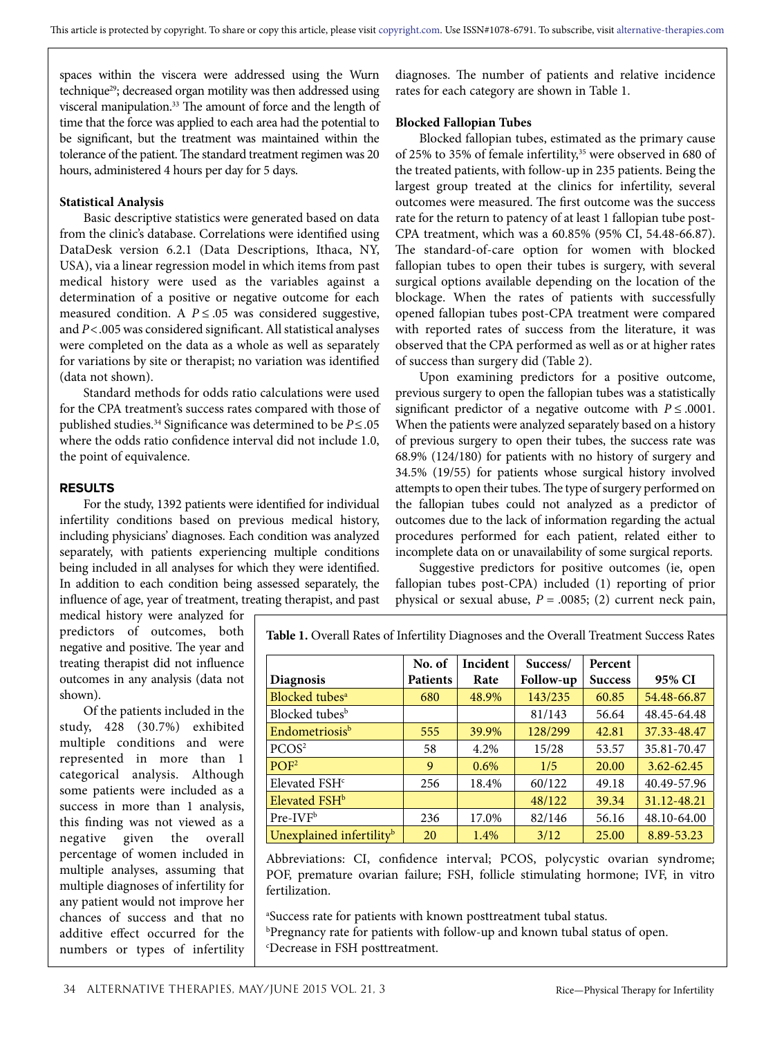spaces within the viscera were addressed using the Wurn technique[29]; decreased organ motility was then addressed using visceral manipulation.[33] The amount of force and the length of time that the force was applied to each area had the potential to be significant, but the treatment was maintained within the tolerance of the patient. The standard treatment regimen was 20 hours, administered 4 hours per day for 5 days.

**Statistical Analysis**

Basic descriptive statistics were generated based on data from the clinic's database. Correlations were identified using DataDesk version 6.2.1 (Data Descriptions, Ithaca, NY, USA), via a linear regression model in which items from past medical history were used as the variables against a determination of a positive or negative outcome for each measured condition. A $P \leq .05$ was considered suggestive, and $P < .005$ was considered significant. All statistical analyses were completed on the data as a whole as well as separately for variations by site or therapist; no variation was identified (data not shown).

Standard methods for odds ratio calculations were used for the CPA treatment's success rates compared with those of published studies.[34] Significance was determined to be $P \leq .05$ where the odds ratio confidence interval did not include 1.0, the point of equivalence.

## RESULTS

For the study, 1392 patients were identified for individual infertility conditions based on previous medical history, including physicians' diagnoses. Each condition was analyzed separately, with patients experiencing multiple conditions being included in all analyses for which they were identified. In addition to each condition being assessed separately, the influence of age, year of treatment, treating therapist, and past medical history were analyzed for predictors of outcomes, both negative and positive. The year and treating therapist did not influence outcomes in any analysis (data not shown).

Of the patients included in the study, 428 (30.7%) exhibited multiple conditions and were represented in more than 1 categorical analysis. Although some patients were included as a success in more than 1 analysis, this finding was not viewed as a negative given the overall percentage of women included in multiple analyses, assuming that multiple diagnoses of infertility for any patient would not improve her chances of success and that no additive effect occurred for the numbers or types of infertility diagnoses. The number of patients and relative incidence rates for each category are shown in Table 1.

**Blocked Fallopian Tubes**

Blocked fallopian tubes, estimated as the primary cause of 25% to 35% of female infertility,[35] were observed in 680 of the treated patients, with follow-up in 235 patients. Being the largest group treated at the clinics for infertility, several outcomes were measured. The first outcome was the success rate for the return to patency of at least 1 fallopian tube post-CPA treatment, which was a 60.85% (95% CI, 54.48-66.87). The standard-of-care option for women with blocked fallopian tubes to open their tubes is surgery, with several surgical options available depending on the location of the blockage. When the rates of patients with successfully opened fallopian tubes post-CPA treatment were compared with reported rates of success from the literature, it was observed that the CPA performed as well as or at higher rates of success than surgery did (Table 2).

Upon examining predictors for a positive outcome, previous surgery to open the fallopian tubes was a statistically significant predictor of a negative outcome with $P \leq .0001$. When the patients were analyzed separately based on a history of previous surgery to open their tubes, the success rate was 68.9% (124/180) for patients with no history of surgery and 34.5% (19/55) for patients whose surgical history involved attempts to open their tubes. The type of surgery performed on the fallopian tubes could not analyzed as a predictor of outcomes due to the lack of information regarding the actual procedures performed for each patient, related either to incomplete data on or unavailability of some surgical reports.

Suggestive predictors for positive outcomes (ie, open fallopian tubes post-CPA) included (1) reporting of prior physical or sexual abuse, $P = .0085$; (2) current neck pain,

**Table 1.** Overall Rates of Infertility Diagnoses and the Overall Treatment Success Rates

| Diagnosis | No. of Patients | Incident Rate | Success/ Follow-up | Percent Success | 95% CI |
|---|---|---|---|---|---|
| Blocked tubes[a] | 680 | 48.9% | 143/235 | 60.85 | 54.48-66.87 |
| Blocked tubes[b] | | | 81/143 | 56.64 | 48.45-64.48 |
| Endometriosis[b] | 555 | 39.9% | 128/299 | 42.81 | 37.33-48.47 |
| PCOS[2] | 58 | 4.2% | 15/28 | 53.57 | 35.81-70.47 |
| POF[2] | 9 | 0.6% | 1/5 | 20.00 | 3.62-62.45 |
| Elevated FSH[c] | 256 | 18.4% | 60/122 | 49.18 | 40.49-57.96 |
| Elevated FSH[b] | | | 48/122 | 39.34 | 31.12-48.21 |
| Pre-IVF[b] | 236 | 17.0% | 82/146 | 56.16 | 48.10-64.00 |
| Unexplained infertility[b] | 20 | 1.4% | 3/12 | 25.00 | 8.89-53.23 |

Abbreviations: CI, confidence interval; PCOS, polycystic ovarian syndrome; POF, premature ovarian failure; FSH, follicle stimulating hormone; IVF, in vitro fertilization.

[a]Success rate for patients with known posttreatment tubal status.
[b]Pregnancy rate for patients with follow-up and known tubal status of open.
[c]Decrease in FSH posttreatment.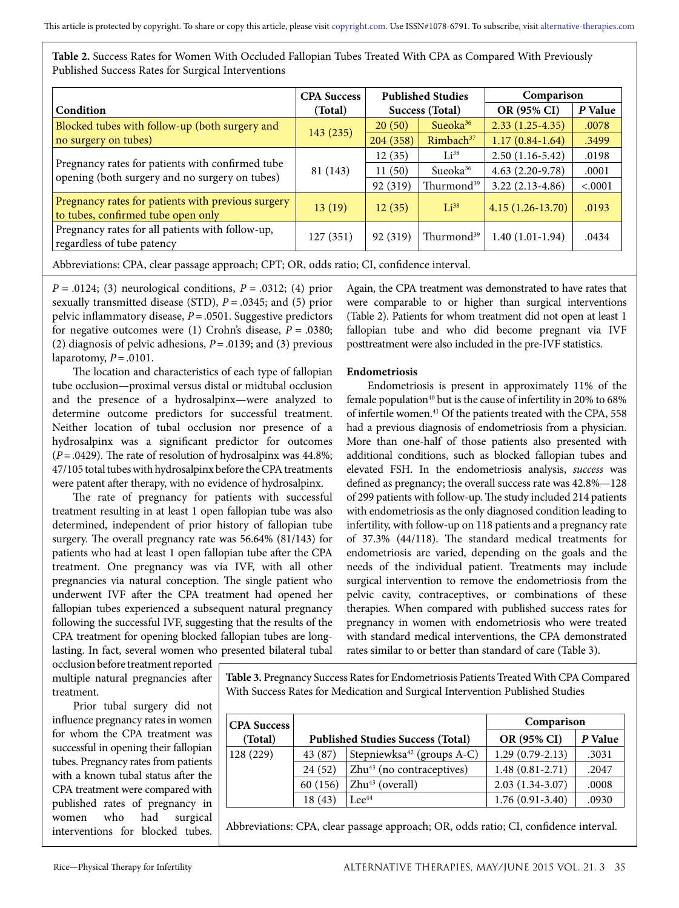**Table 2.** Success Rates for Women With Occluded Fallopian Tubes Treated With CPA as Compared With Previously Published Success Rates for Surgical Interventions

| Condition | CPA Success (Total) | Published Studies Success (Total) | | Comparison | |
|---|---|---|---|---|---|
| | | | | OR (95% CI) | P Value |
| Blocked tubes with follow-up (both surgery and no surgery on tubes) | 143 (235) | 20 (50) | Sueoka[36] | 2.33 (1.25-4.35) | .0078 |
| | | 204 (358) | Rimbach[37] | 1.17 (0.84-1.64) | .3499 |
| Pregnancy rates for patients with confirmed tube opening (both surgery and no surgery on tubes) | 81 (143) | 12 (35) | Li[38] | 2.50 (1.16-5.42) | .0198 |
| | | 11 (50) | Sueoka[36] | 4.63 (2.20-9.78) | .0001 |
| | | 92 (319) | Thurmond[39] | 3.22 (2.13-4.86) | <.0001 |
| Pregnancy rates for patients with previous surgery to tubes, confirmed tube open only | 13 (19) | 12 (35) | Li[38] | 4.15 (1.26-13.70) | .0193 |
| Pregnancy rates for all patients with follow-up, regardless of tube patency | 127 (351) | 92 (319) | Thurmond[39] | 1.40 (1.01-1.94) | .0434 |

Abbreviations: CPA, clear passage approach; CPT; OR, odds ratio; CI, confidence interval.

$P$ = .0124; (3) neurological conditions, $P$ = .0312; (4) prior sexually transmitted disease (STD), $P$ = .0345; and (5) prior pelvic inflammatory disease, $P$ = .0501. Suggestive predictors for negative outcomes were (1) Crohn's disease, $P$ = .0380; (2) diagnosis of pelvic adhesions, $P$ = .0139; and (3) previous laparotomy, $P$ = .0101.

The location and characteristics of each type of fallopian tube occlusion—proximal versus distal or midtubal occlusion and the presence of a hydrosalpinx—were analyzed to determine outcome predictors for successful treatment. Neither location of tubal occlusion nor presence of a hydrosalpinx was a significant predictor for outcomes ($P$ = .0429). The rate of resolution of hydrosalpinx was 44.8%; 47/105 total tubes with hydrosalpinx before the CPA treatments were patent after therapy, with no evidence of hydrosalpinx.

The rate of pregnancy for patients with successful treatment resulting in at least 1 open fallopian tube was also determined, independent of prior history of fallopian tube surgery. The overall pregnancy rate was 56.64% (81/143) for patients who had at least 1 open fallopian tube after the CPA treatment. One pregnancy was via IVF, with all other pregnancies via natural conception. The single patient who underwent IVF after the CPA treatment had opened her fallopian tubes experienced a subsequent natural pregnancy following the successful IVF, suggesting that the results of the CPA treatment for opening blocked fallopian tubes are long-lasting. In fact, several women who presented bilateral tubal occlusion before treatment reported multiple natural pregnancies after treatment.

Prior tubal surgery did not influence pregnancy rates in women for whom the CPA treatment was successful in opening their fallopian tubes. Pregnancy rates from patients with a known tubal status after the CPA treatment were compared with published rates of pregnancy in women who had surgical interventions for blocked tubes. Again, the CPA treatment was demonstrated to have rates that were comparable to or higher than surgical interventions (Table 2). Patients for whom treatment did not open at least 1 fallopian tube and who did become pregnant via IVF posttreatment were also included in the pre-IVF statistics.

### Endometriosis

Endometriosis is present in approximately 11% of the female population[40] but is the cause of infertility in 20% to 68% of infertile women.[41] Of the patients treated with the CPA, 558 had a previous diagnosis of endometriosis from a physician. More than one-half of those patients also presented with additional conditions, such as blocked fallopian tubes and elevated FSH. In the endometriosis analysis, *success* was defined as pregnancy; the overall success rate was 42.8%—128 of 299 patients with follow-up. The study included 214 patients with endometriosis as the only diagnosed condition leading to infertility, with follow-up on 118 patients and a pregnancy rate of 37.3% (44/118). The standard medical treatments for endometriosis are varied, depending on the goals and the needs of the individual patient. Treatments may include surgical intervention to remove the endometriosis from the pelvic cavity, contraceptives, or combinations of these therapies. When compared with published success rates for pregnancy in women with endometriosis who were treated with standard medical interventions, the CPA demonstrated rates similar to or better than standard of care (Table 3).

**Table 3.** Pregnancy Success Rates for Endometriosis Patients Treated With CPA Compared With Success Rates for Medication and Surgical Intervention Published Studies

| CPA Success (Total) | Published Studies Success (Total) | | Comparison | |
|---|---|---|---|---|
| | | | OR (95% CI) | P Value |
| 128 (229) | 43 (87) | Stepniewksa[42] (groups A-C) | 1.29 (0.79-2.13) | .3031 |
| | 24 (52) | Zhu[43] (no contraceptives) | 1.48 (0.81-2.71) | .2047 |
| | 60 (156) | Zhu[43] (overall) | 2.03 (1.34-3.07) | .0008 |
| | 18 (43) | Lee[44] | 1.76 (0.91-3.40) | .0930 |

Abbreviations: CPA, clear passage approach; OR, odds ratio; CI, confidence interval.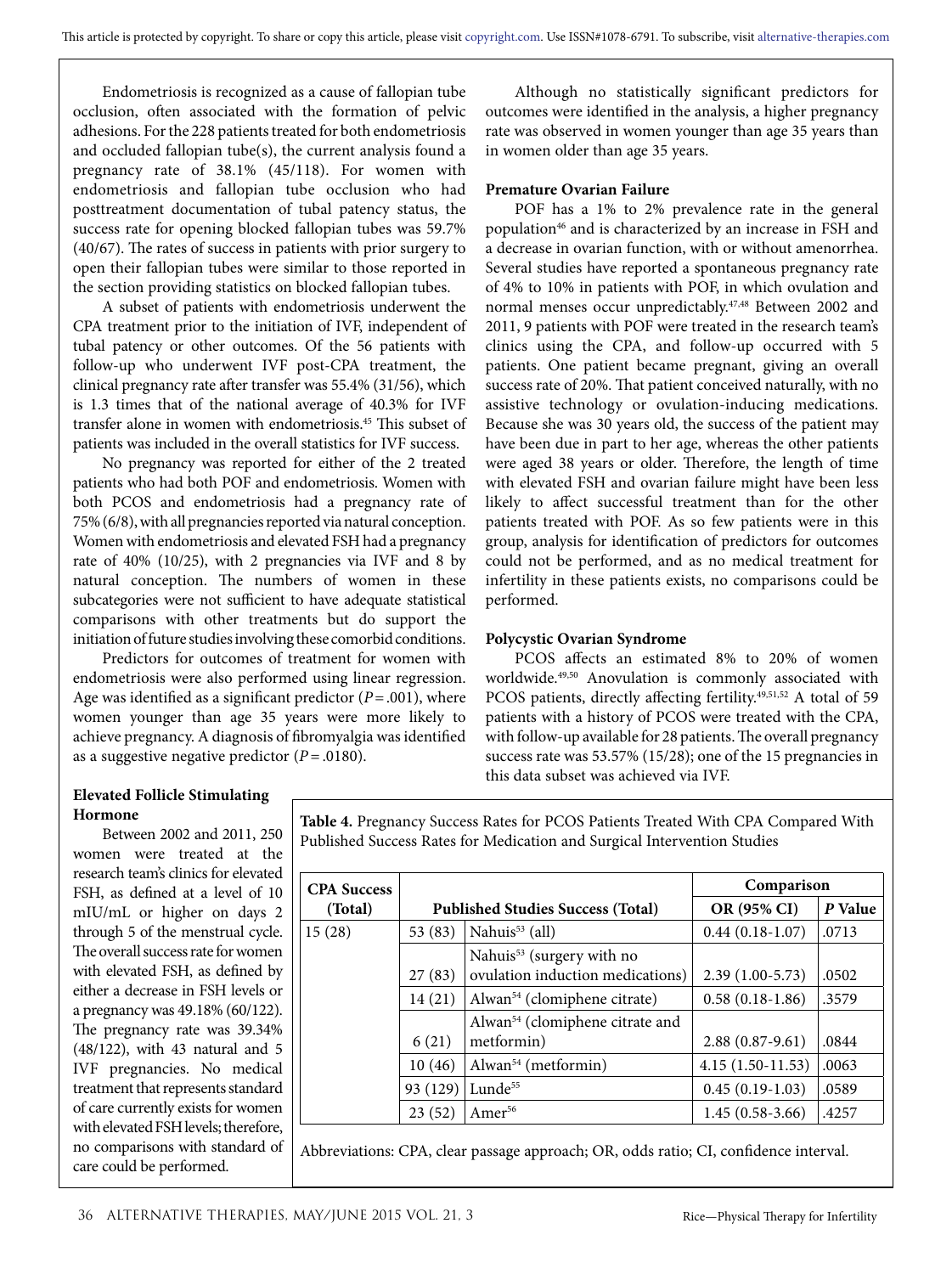Endometriosis is recognized as a cause of fallopian tube occlusion, often associated with the formation of pelvic adhesions. For the 228 patients treated for both endometriosis and occluded fallopian tube(s), the current analysis found a pregnancy rate of 38.1% (45/118). For women with endometriosis and fallopian tube occlusion who had posttreatment documentation of tubal patency status, the success rate for opening blocked fallopian tubes was 59.7% (40/67). The rates of success in patients with prior surgery to open their fallopian tubes were similar to those reported in the section providing statistics on blocked fallopian tubes.

A subset of patients with endometriosis underwent the CPA treatment prior to the initiation of IVF, independent of tubal patency or other outcomes. Of the 56 patients with follow-up who underwent IVF post-CPA treatment, the clinical pregnancy rate after transfer was 55.4% (31/56), which is 1.3 times that of the national average of 40.3% for IVF transfer alone in women with endometriosis.[45] This subset of patients was included in the overall statistics for IVF success.

No pregnancy was reported for either of the 2 treated patients who had both POF and endometriosis. Women with both PCOS and endometriosis had a pregnancy rate of 75% (6/8), with all pregnancies reported via natural conception. Women with endometriosis and elevated FSH had a pregnancy rate of 40% (10/25), with 2 pregnancies via IVF and 8 by natural conception. The numbers of women in these subcategories were not sufficient to have adequate statistical comparisons with other treatments but do support the initiation of future studies involving these comorbid conditions.

Predictors for outcomes of treatment for women with endometriosis were also performed using linear regression. Age was identified as a significant predictor ($P = .001$), where women younger than age 35 years were more likely to achieve pregnancy. A diagnosis of fibromyalgia was identified as a suggestive negative predictor ($P = .0180$).

### Elevated Follicle Stimulating Hormone

Between 2002 and 2011, 250 women were treated at the research team's clinics for elevated FSH, as defined at a level of 10 mIU/mL or higher on days 2 through 5 of the menstrual cycle. The overall success rate for women with elevated FSH, as defined by either a decrease in FSH levels or a pregnancy was 49.18% (60/122). The pregnancy rate was 39.34% (48/122), with 43 natural and 5 IVF pregnancies. No medical treatment that represents standard of care currently exists for women with elevated FSH levels; therefore, no comparisons with standard of care could be performed.

Although no statistically significant predictors for outcomes were identified in the analysis, a higher pregnancy rate was observed in women younger than age 35 years than in women older than age 35 years.

### Premature Ovarian Failure

POF has a 1% to 2% prevalence rate in the general population[46] and is characterized by an increase in FSH and a decrease in ovarian function, with or without amenorrhea. Several studies have reported a spontaneous pregnancy rate of 4% to 10% in patients with POF, in which ovulation and normal menses occur unpredictably.[47,48] Between 2002 and 2011, 9 patients with POF were treated in the research team's clinics using the CPA, and follow-up occurred with 5 patients. One patient became pregnant, giving an overall success rate of 20%. That patient conceived naturally, with no assistive technology or ovulation-inducing medications. Because she was 30 years old, the success of the patient may have been due in part to her age, whereas the other patients were aged 38 years or older. Therefore, the length of time with elevated FSH and ovarian failure might have been less likely to affect successful treatment than for the other patients treated with POF. As so few patients were in this group, analysis for identification of predictors for outcomes could not be performed, and as no medical treatment for infertility in these patients exists, no comparisons could be performed.

### Polycystic Ovarian Syndrome

PCOS affects an estimated 8% to 20% of women worldwide.[49,50] Anovulation is commonly associated with PCOS patients, directly affecting fertility.[49,51,52] A total of 59 patients with a history of PCOS were treated with the CPA, with follow-up available for 28 patients. The overall pregnancy success rate was 53.57% (15/28); one of the 15 pregnancies in this data subset was achieved via IVF.

**Table 4.** Pregnancy Success Rates for PCOS Patients Treated With CPA Compared With Published Success Rates for Medication and Surgical Intervention Studies

| CPA Success (Total) | Published Studies Success (Total) | | Comparison | |
|---|---|---|---|---|
| | | | OR (95% CI) | *P* Value |
| 15 (28) | 53 (83) | Nahuis[53] (all) | 0.44 (0.18-1.07) | .0713 |
| | 27 (83) | Nahuis[53] (surgery with no ovulation induction medications) | 2.39 (1.00-5.73) | .0502 |
| | 14 (21) | Alwan[54] (clomiphene citrate) | 0.58 (0.18-1.86) | .3579 |
| | 6 (21) | Alwan[54] (clomiphene citrate and metformin) | 2.88 (0.87-9.61) | .0844 |
| | 10 (46) | Alwan[54] (metformin) | 4.15 (1.50-11.53) | .0063 |
| | 93 (129) | Lunde[55] | 0.45 (0.19-1.03) | .0589 |
| | 23 (52) | Amer[56] | 1.45 (0.58-3.66) | .4257 |

Abbreviations: CPA, clear passage approach; OR, odds ratio; CI, confidence interval.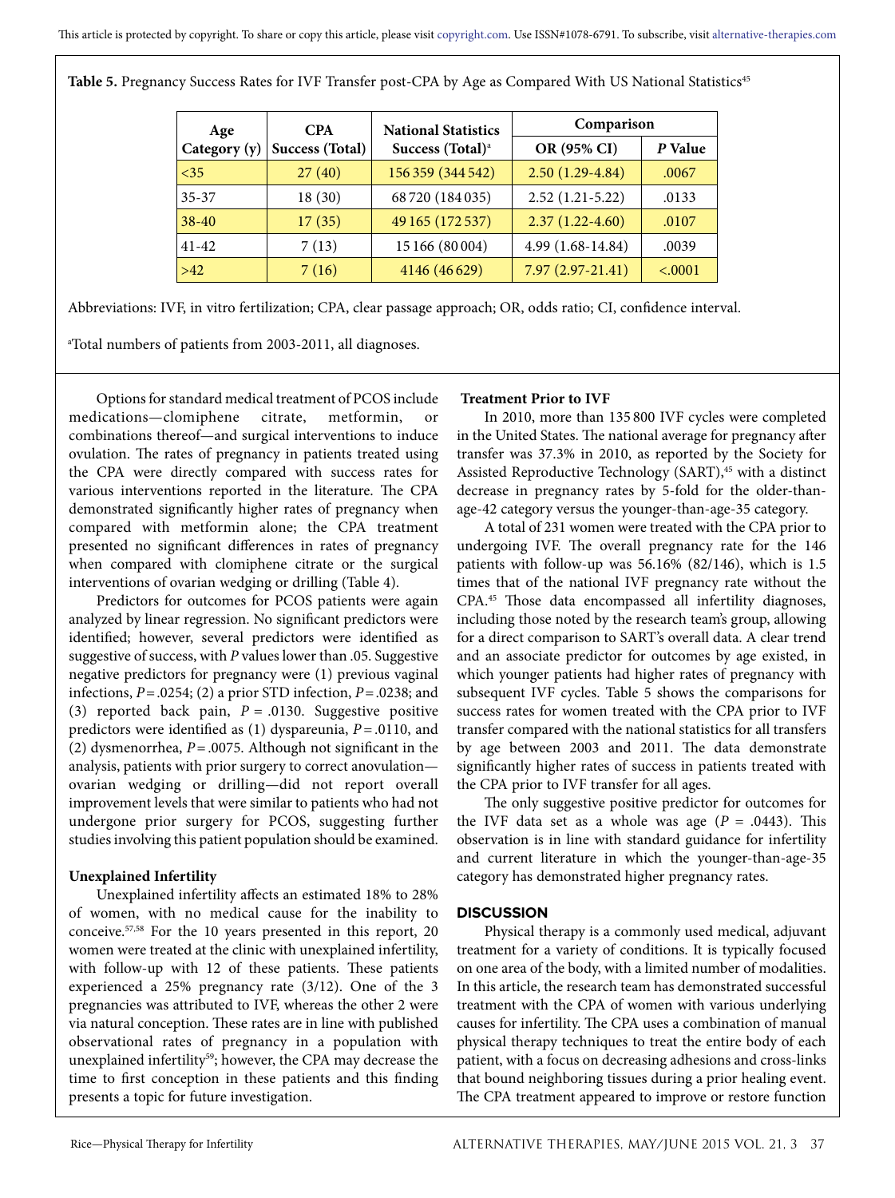**Table 5.** Pregnancy Success Rates for IVF Transfer post-CPA by Age as Compared With US National Statistics[45]

| Age Category (y) | CPA Success (Total) | National Statistics Success (Total)[a] | Comparison | |
|---|---|---|---|---|
| | | | OR (95% CI) | *P* Value |
| <35 | 27 (40) | 156 359 (344 542) | 2.50 (1.29-4.84) | .0067 |
| 35-37 | 18 (30) | 68 720 (184 035) | 2.52 (1.21-5.22) | .0133 |
| 38-40 | 17 (35) | 49 165 (172 537) | 2.37 (1.22-4.60) | .0107 |
| 41-42 | 7 (13) | 15 166 (80 004) | 4.99 (1.68-14.84) | .0039 |
| >42 | 7 (16) | 4146 (46 629) | 7.97 (2.97-21.41) | <.0001 |

Abbreviations: IVF, in vitro fertilization; CPA, clear passage approach; OR, odds ratio; CI, confidence interval.

[a]Total numbers of patients from 2003-2011, all diagnoses.

Options for standard medical treatment of PCOS include medications—clomiphene citrate, metformin, or combinations thereof—and surgical interventions to induce ovulation. The rates of pregnancy in patients treated using the CPA were directly compared with success rates for various interventions reported in the literature. The CPA demonstrated significantly higher rates of pregnancy when compared with metformin alone; the CPA treatment presented no significant differences in rates of pregnancy when compared with clomiphene citrate or the surgical interventions of ovarian wedging or drilling (Table 4).

Predictors for outcomes for PCOS patients were again analyzed by linear regression. No significant predictors were identified; however, several predictors were identified as suggestive of success, with *P* values lower than .05. Suggestive negative predictors for pregnancy were (1) previous vaginal infections, $P = .0254$; (2) a prior STD infection, $P = .0238$; and (3) reported back pain, $P = .0130$. Suggestive positive predictors were identified as (1) dyspareunia, $P = .0110$, and (2) dysmenorrhea, $P = .0075$. Although not significant in the analysis, patients with prior surgery to correct anovulation—ovarian wedging or drilling—did not report overall improvement levels that were similar to patients who had not undergone prior surgery for PCOS, suggesting further studies involving this patient population should be examined.

**Unexplained Infertility**

Unexplained infertility affects an estimated 18% to 28% of women, with no medical cause for the inability to conceive.[57,58] For the 10 years presented in this report, 20 women were treated at the clinic with unexplained infertility, with follow-up with 12 of these patients. These patients experienced a 25% pregnancy rate (3/12). One of the 3 pregnancies was attributed to IVF, whereas the other 2 were via natural conception. These rates are in line with published observational rates of pregnancy in a population with unexplained infertility[59]; however, the CPA may decrease the time to first conception in these patients and this finding presents a topic for future investigation.

**Treatment Prior to IVF**

In 2010, more than 135 800 IVF cycles were completed in the United States. The national average for pregnancy after transfer was 37.3% in 2010, as reported by the Society for Assisted Reproductive Technology (SART),[45] with a distinct decrease in pregnancy rates by 5-fold for the older-than-age-42 category versus the younger-than-age-35 category.

A total of 231 women were treated with the CPA prior to undergoing IVF. The overall pregnancy rate for the 146 patients with follow-up was 56.16% (82/146), which is 1.5 times that of the national IVF pregnancy rate without the CPA.[45] Those data encompassed all infertility diagnoses, including those noted by the research team's group, allowing for a direct comparison to SART's overall data. A clear trend and an associate predictor for outcomes by age existed, in which younger patients had higher rates of pregnancy with subsequent IVF cycles. Table 5 shows the comparisons for success rates for women treated with the CPA prior to IVF transfer compared with the national statistics for all transfers by age between 2003 and 2011. The data demonstrate significantly higher rates of success in patients treated with the CPA prior to IVF transfer for all ages.

The only suggestive positive predictor for outcomes for the IVF data set as a whole was age ($P = .0443$). This observation is in line with standard guidance for infertility and current literature in which the younger-than-age-35 category has demonstrated higher pregnancy rates.

## DISCUSSION

Physical therapy is a commonly used medical, adjuvant treatment for a variety of conditions. It is typically focused on one area of the body, with a limited number of modalities. In this article, the research team has demonstrated successful treatment with the CPA of women with various underlying causes for infertility. The CPA uses a combination of manual physical therapy techniques to treat the entire body of each patient, with a focus on decreasing adhesions and cross-links that bound neighboring tissues during a prior healing event. The CPA treatment appeared to improve or restore function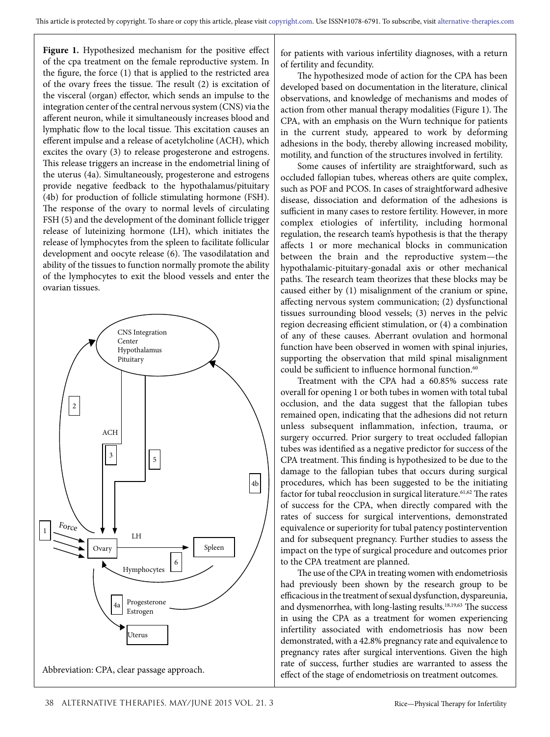**Figure 1.** Hypothesized mechanism for the positive effect of the cpa treatment on the female reproductive system. In the figure, the force (1) that is applied to the restricted area of the ovary frees the tissue. The result (2) is excitation of the visceral (organ) effector, which sends an impulse to the integration center of the central nervous system (CNS) via the afferent neuron, while it simultaneously increases blood and lymphatic flow to the local tissue. This excitation causes an efferent impulse and a release of acetylcholine (ACH), which excites the ovary (3) to release progesterone and estrogens. This release triggers an increase in the endometrial lining of the uterus (4a). Simultaneously, progesterone and estrogens provide negative feedback to the hypothalamus/pituitary (4b) for production of follicle stimulating hormone (FSH). The response of the ovary to normal levels of circulating FSH (5) and the development of the dominant follicle trigger release of luteinizing hormone (LH), which initiates the release of lymphocytes from the spleen to facilitate follicular development and oocyte release (6). The vasodilatation and ability of the tissues to function normally promote the ability of the lymphocytes to exit the blood vessels and enter the ovarian tissues.

Abbreviation: CPA, clear passage approach.

for patients with various infertility diagnoses, with a return of fertility and fecundity.

The hypothesized mode of action for the CPA has been developed based on documentation in the literature, clinical observations, and knowledge of mechanisms and modes of action from other manual therapy modalities (Figure 1). The CPA, with an emphasis on the Wurn technique for patients in the current study, appeared to work by deforming adhesions in the body, thereby allowing increased mobility, motility, and function of the structures involved in fertility.

Some causes of infertility are straightforward, such as occluded fallopian tubes, whereas others are quite complex, such as POF and PCOS. In cases of straightforward adhesive disease, dissociation and deformation of the adhesions is sufficient in many cases to restore fertility. However, in more complex etiologies of infertility, including hormonal regulation, the research team's hypothesis is that the therapy affects 1 or more mechanical blocks in communication between the brain and the reproductive system—the hypothalamic-pituitary-gonadal axis or other mechanical paths. The research team theorizes that these blocks may be caused either by (1) misalignment of the cranium or spine, affecting nervous system communication; (2) dysfunctional tissues surrounding blood vessels; (3) nerves in the pelvic region decreasing efficient stimulation, or (4) a combination of any of these causes. Aberrant ovulation and hormonal function have been observed in women with spinal injuries, supporting the observation that mild spinal misalignment could be sufficient to influence hormonal function.[60]

Treatment with the CPA had a 60.85% success rate overall for opening 1 or both tubes in women with total tubal occlusion, and the data suggest that the fallopian tubes remained open, indicating that the adhesions did not return unless subsequent inflammation, infection, trauma, or surgery occurred. Prior surgery to treat occluded fallopian tubes was identified as a negative predictor for success of the CPA treatment. This finding is hypothesized to be due to the damage to the fallopian tubes that occurs during surgical procedures, which has been suggested to be the initiating factor for tubal reocclusion in surgical literature.[61,62] The rates of success for the CPA, when directly compared with the rates of success for surgical interventions, demonstrated equivalence or superiority for tubal patency postintervention and for subsequent pregnancy. Further studies to assess the impact on the type of surgical procedure and outcomes prior to the CPA treatment are planned.

The use of the CPA in treating women with endometriosis had previously been shown by the research group to be efficacious in the treatment of sexual dysfunction, dyspareunia, and dysmenorrhea, with long-lasting results.[18,19,63] The success in using the CPA as a treatment for women experiencing infertility associated with endometriosis has now been demonstrated, with a 42.8% pregnancy rate and equivalence to pregnancy rates after surgical interventions. Given the high rate of success, further studies are warranted to assess the effect of the stage of endometriosis on treatment outcomes.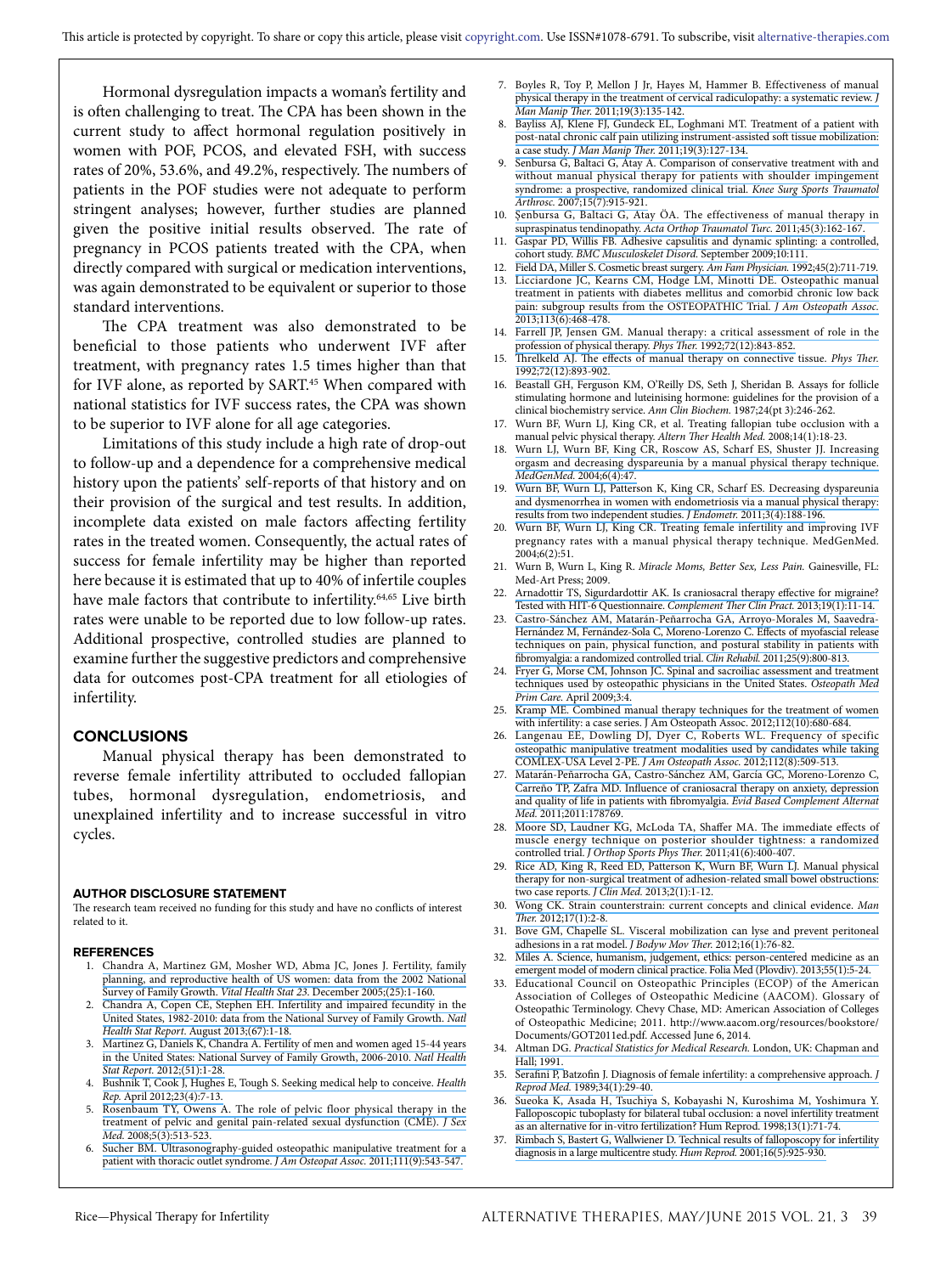Hormonal dysregulation impacts a woman's fertility and is often challenging to treat. The CPA has been shown in the current study to affect hormonal regulation positively in women with POF, PCOS, and elevated FSH, with success rates of 20%, 53.6%, and 49.2%, respectively. The numbers of patients in the POF studies were not adequate to perform stringent analyses; however, further studies are planned given the positive initial results observed. The rate of pregnancy in PCOS patients treated with the CPA, when directly compared with surgical or medication interventions, was again demonstrated to be equivalent or superior to those standard interventions.

The CPA treatment was also demonstrated to be beneficial to those patients who underwent IVF after treatment, with pregnancy rates 1.5 times higher than that for IVF alone, as reported by SART.[45] When compared with national statistics for IVF success rates, the CPA was shown to be superior to IVF alone for all age categories.

Limitations of this study include a high rate of drop-out to follow-up and a dependence for a comprehensive medical history upon the patients' self-reports of that history and on their provision of the surgical and test results. In addition, incomplete data existed on male factors affecting fertility rates in the treated women. Consequently, the actual rates of success for female infertility may be higher than reported here because it is estimated that up to 40% of infertile couples have male factors that contribute to infertility.[64,65] Live birth rates were unable to be reported due to low follow-up rates. Additional prospective, controlled studies are planned to examine further the suggestive predictors and comprehensive data for outcomes post-CPA treatment for all etiologies of infertility.

## CONCLUSIONS

Manual physical therapy has been demonstrated to reverse female infertility attributed to occluded fallopian tubes, hormonal dysregulation, endometriosis, and unexplained infertility and to increase successful in vitro cycles.

### AUTHOR DISCLOSURE STATEMENT

The research team received no funding for this study and have no conflicts of interest related to it.

### REFERENCES

1. Chandra A, Martinez GM, Mosher WD, Abma JC, Jones J. Fertility, family planning, and reproductive health of US women: data from the 2002 National Survey of Family Growth. *Vital Health Stat 23*. December 2005;(25):1-160.
2. Chandra A, Copen CE, Stephen EH. Infertility and impaired fecundity in the United States, 1982-2010: data from the National Survey of Family Growth. *Natl Health Stat Report*. August 2013;(67):1-18.
3. Martinez G, Daniels K, Chandra A. Fertility of men and women aged 15-44 years in the United States: National Survey of Family Growth, 2006-2010. *Natl Health Stat Report*. 2012;(51):1-28.
4. Bushnik T, Cook J, Hughes E, Tough S. Seeking medical help to conceive. *Health Rep*. April 2012;23(4):7-13.
5. Rosenbaum TY, Owens A. The role of pelvic floor physical therapy in the treatment of pelvic and genital pain-related sexual dysfunction (CME). *J Sex Med*. 2008;5(3):513-523.
6. Sucher BM. Ultrasonography-guided osteopathic manipulative treatment for a patient with thoracic outlet syndrome. *J Am Osteopat Assoc*. 2011;111(9):543-547.
7. Boyles R, Toy P, Mellon J Jr, Hayes M, Hammer B. Effectiveness of manual physical therapy in the treatment of cervical radiculopathy: a systematic review. *J Man Manip Ther*. 2011;19(3):135-142.
8. Bayliss AJ, Klene FJ, Gundeck EL, Loghmani MT. Treatment of a patient with post-natal chronic calf pain utilizing instrument-assisted soft tissue mobilization: a case study. *J Man Manip Ther*. 2011;19(3):127-134.
9. Senbursa G, Baltaci G, Atay A. Comparison of conservative treatment with and without manual physical therapy for patients with shoulder impingement syndrome: a prospective, randomized clinical trial. *Knee Surg Sports Traumatol Arthrosc*. 2007;15(7):915-921.
10. Şenbursa G, Baltaci G, Atay ÖA. The effectiveness of manual therapy in supraspinatus tendinopathy. *Acta Orthop Traumatol Turc*. 2011;45(3):162-167.
11. Gaspar PD, Willis FB. Adhesive capsulitis and dynamic splinting: a controlled, cohort study. *BMC Musculoskelet Disord*. September 2009;10:111.
12. Field DA, Miller S. Cosmetic breast surgery. *Am Fam Physician*. 1992;45(2):711-719.
13. Licciardone JC, Kearns CM, Hodge LM, Minotti DE. Osteopathic manual treatment in patients with diabetes mellitus and comorbid chronic low back pain: subgroup results from the OSTEOPATHIC Trial. *J Am Osteopath Assoc*. 2013;113(6):468-478.
14. Farrell JP, Jensen GM. Manual therapy: a critical assessment of role in the profession of physical therapy. *Phys Ther*. 1992;72(12):843-852.
15. Threlkeld AJ. The effects of manual therapy on connective tissue. *Phys Ther*. 1992;72(12):893-902.
16. Beastall GH, Ferguson KM, O'Reilly DS, Seth J, Sheridan B. Assays for follicle stimulating hormone and luteinising hormone: guidelines for the provision of a clinical biochemistry service. *Ann Clin Biochem*. 1987;24(pt 3):246-262.
17. Wurn BF, Wurn LJ, King CR, et al. Treating fallopian tube occlusion with a manual pelvic physical therapy. *Altern Ther Health Med*. 2008;14(1):18-23.
18. Wurn LJ, Wurn BF, King CR, Roscow AS, Scharf ES, Shuster JJ. Increasing orgasm and decreasing dyspareunia by a manual physical therapy technique. *MedGenMed*. 2004;6(4):47.
19. Wurn BF, Wurn LJ, Patterson K, King CR, Scharf ES. Decreasing dyspareunia and dysmenorrhea in women with endometriosis via a manual physical therapy: results from two independent studies. *J Endometr*. 2011;3(4):188-196.
20. Wurn BF, Wurn LJ, King CR. Treating female infertility and improving IVF pregnancy rates with a manual physical therapy technique. MedGenMed. 2004;6(2):51.
21. Wurn B, Wurn L, King R. *Miracle Moms, Better Sex, Less Pain*. Gainesville, FL: Med-Art Press; 2009.
22. Arnadottir TS, Sigurdardottir AK. Is craniosacral therapy effective for migraine? Tested with HIT-6 Questionnaire. *Complement Ther Clin Pract*. 2013;19(1):11-14.
23. Castro-Sánchez AM, Matarán-Peñarrocha GA, Arroyo-Morales M, Saavedra-Hernández M, Fernández-Sola C, Moreno-Lorenzo C. Effects of myofascial release techniques on pain, physical function, and postural stability in patients with fibromyalgia: a randomized controlled trial. *Clin Rehabil*. 2011;25(9):800-813.
24. Fryer G, Morse CM, Johnson JC. Spinal and sacroiliac assessment and treatment techniques used by osteopathic physicians in the United States. *Osteopath Med Prim Care*. April 2009;3:4.
25. Kramp ME. Combined manual therapy techniques for the treatment of women with infertility: a case series. J Am Osteopath Assoc. 2012;112(10):680-684.
26. Langenau EE, Dowling DJ, Dyer C, Roberts WL. Frequency of specific osteopathic manipulative treatment modalities used by candidates while taking COMLEX-USA Level 2-PE. *J Am Osteopath Assoc*. 2012;112(8):509-513.
27. Matarán-Peñarrocha GA, Castro-Sánchez AM, García GC, Moreno-Lorenzo C, Carreño TP, Zafra MD. Influence of craniosacral therapy on anxiety, depression and quality of life in patients with fibromyalgia. *Evid Based Complement Alternat Med*. 2011;2011:178769.
28. Moore SD, Laudner KG, McLoda TA, Shaffer MA. The immediate effects of muscle energy technique on posterior shoulder tightness: a randomized controlled trial. *J Orthop Sports Phys Ther*. 2011;41(6):400-407.
29. Rice AD, King R, Reed ED, Patterson K, Wurn BF, Wurn LJ. Manual physical therapy for non-surgical treatment of adhesion-related small bowel obstructions: two case reports. *J Clin Med*. 2013;2(1):1-12.
30. Wong CK. Strain counterstrain: current concepts and clinical evidence. *Man Ther*. 2012;17(1):2-8.
31. Bove GM, Chapelle SL. Visceral mobilization can lyse and prevent peritoneal adhesions in a rat model. *J Bodyw Mov Ther*. 2012;16(1):76-82.
32. Miles A. Science, humanism, judgement, ethics: person-centered medicine as an emergent model of modern clinical practice. Folia Med (Plovdiv). 2013;55(1):5-24.
33. Educational Council on Osteopathic Principles (ECOP) of the American Association of Colleges of Osteopathic Medicine (AACOM). Glossary of Osteopathic Terminology. Chevy Chase, MD: American Association of Colleges of Osteopathic Medicine; 2011. http://www.aacom.org/resources/bookstore/Documents/GOT2011ed.pdf. Accessed June 6, 2014.
34. Altman DG. *Practical Statistics for Medical Research*. London, UK: Chapman and Hall; 1991.
35. Serafini P, Batzofin J. Diagnosis of female infertility: a comprehensive approach. *J Reprod Med*. 1989;34(1):29-40.
36. Sueoka K, Asada H, Tsuchiya S, Kobayashi N, Kuroshima M, Yoshimura Y. Falloposcopic tuboplasty for bilateral tubal occlusion: a novel infertility treatment as an alternative for in-vitro fertilization? Hum Reprod. 1998;13(1):71-74.
37. Rimbach S, Bastert G, Wallwiener D. Technical results of falloposcopy for infertility diagnosis in a large multicentre study. *Hum Reprod*. 2001;16(5):925-930.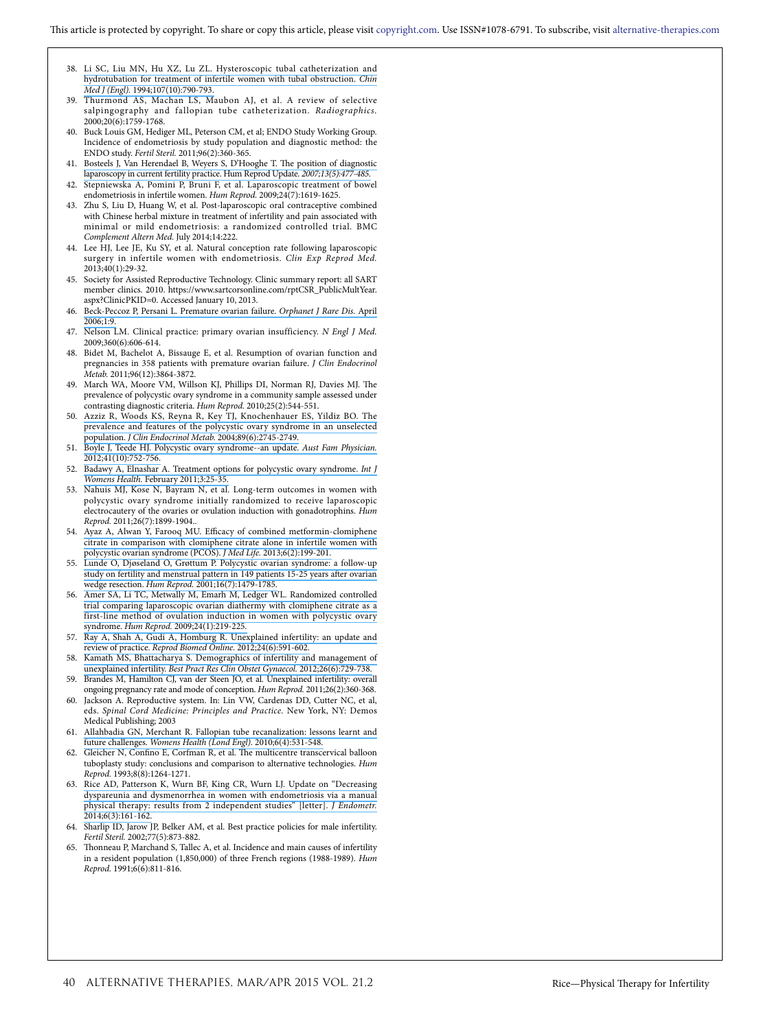38. Li SC, Liu MN, Hu XZ, Lu ZL. Hysteroscopic tubal catheterization and hydrotubation for treatment of infertile women with tubal obstruction. *Chin Med J (Engl).* 1994;107(10):790-793.
39. Thurmond AS, Machan LS, Maubon AJ, et al. A review of selective salpingography and fallopian tube catheterization. *Radiographics.* 2000;20(6):1759-1768.
40. Buck Louis GM, Hediger ML, Peterson CM, et al; ENDO Study Working Group. Incidence of endometriosis by study population and diagnostic method: the ENDO study. *Fertil Steril.* 2011;96(2):360-365.
41. Bosteels J, Van Herendael B, Weyers S, D'Hooghe T. The position of diagnostic laparoscopy in current fertility practice. Hum Reprod Update. *2007;13(5):477-485.*
42. Stepniewska A, Pomini P, Bruni F, et al. Laparoscopic treatment of bowel endometriosis in infertile women. *Hum Reprod.* 2009;24(7):1619-1625.
43. Zhu S, Liu D, Huang W, et al. Post-laparoscopic oral contraceptive combined with Chinese herbal mixture in treatment of infertility and pain associated with minimal or mild endometriosis: a randomized controlled trial. BMC *Complement Altern Med.* July 2014;14:222.
44. Lee HJ, Lee JE, Ku SY, et al. Natural conception rate following laparoscopic surgery in infertile women with endometriosis. *Clin Exp Reprod Med.* 2013;40(1):29-32.
45. Society for Assisted Reproductive Technology. Clinic summary report: all SART member clinics. 2010. https://www.sartcorsonline.com/rptCSR_PublicMultYear.aspx?ClinicPKID=0. Accessed January 10, 2013.
46. Beck-Peccoz P, Persani L. Premature ovarian failure. *Orphanet J Rare Dis.* April 2006;1:9.
47. Nelson LM. Clinical practice: primary ovarian insufficiency. *N Engl J Med.* 2009;360(6):606-614.
48. Bidet M, Bachelot A, Bissauge E, et al. Resumption of ovarian function and pregnancies in 358 patients with premature ovarian failure. *J Clin Endocrinol Metab.* 2011;96(12):3864-3872.
49. March WA, Moore VM, Willson KJ, Phillips DI, Norman RJ, Davies MJ. The prevalence of polycystic ovary syndrome in a community sample assessed under contrasting diagnostic criteria. *Hum Reprod.* 2010;25(2):544-551.
50. Azziz R, Woods KS, Reyna R, Key TJ, Knochenhauer ES, Yildiz BO. The prevalence and features of the polycystic ovary syndrome in an unselected population. *J Clin Endocrinol Metab.* 2004;89(6):2745-2749.
51. Boyle J, Teede HJ. Polycystic ovary syndrome--an update. *Aust Fam Physician.* 2012;41(10):752-756.
52. Badawy A, Elnashar A. Treatment options for polycystic ovary syndrome. *Int J Womens Health.* February 2011;3:25-35.
53. Nahuis MJ, Kose N, Bayram N, et al. Long-term outcomes in women with polycystic ovary syndrome initially randomized to receive laparoscopic electrocautery of the ovaries or ovulation induction with gonadotrophins. *Hum Reprod.* 2011;26(7):1899-1904..
54. Ayaz A, Alwan Y, Farooq MU. Efficacy of combined metformin-clomiphene citrate in comparison with clomiphene citrate alone in infertile women with polycystic ovarian syndrome (PCOS). *J Med Life.* 2013;6(2):199-201.
55. Lunde O, Djøseland O, Grøttum P. Polycystic ovarian syndrome: a follow-up study on fertility and menstrual pattern in 149 patients 15-25 years after ovarian wedge resection. *Hum Reprod.* 2001;16(7):1479-1785.
56. Amer SA, Li TC, Metwally M, Emarh M, Ledger WL. Randomized controlled trial comparing laparoscopic ovarian diathermy with clomiphene citrate as a first-line method of ovulation induction in women with polycystic ovary syndrome. *Hum Reprod.* 2009;24(1):219-225.
57. Ray A, Shah A, Gudi A, Homburg R. Unexplained infertility: an update and review of practice. *Reprod Biomed Online.* 2012;24(6):591-602.
58. Kamath MS, Bhattacharya S. Demographics of infertility and management of unexplained infertility. *Best Pract Res Clin Obstet Gynaecol.* 2012;26(6):729-738.
59. Brandes M, Hamilton CJ, van der Steen JO, et al. Unexplained infertility: overall ongoing pregnancy rate and mode of conception. *Hum Reprod.* 2011;26(2):360-368.
60. Jackson A. Reproductive system. In: Lin VW, Cardenas DD, Cutter NC, et al, eds. *Spinal Cord Medicine: Principles and Practice.* New York, NY: Demos Medical Publishing; 2003
61. Allahbadia GN, Merchant R. Fallopian tube recanalization: lessons learnt and future challenges. *Womens Health (Lond Engl).* 2010;6(4):531-548.
62. Gleicher N, Confino E, Corfman R, et al. The multicentre transcervical balloon tuboplasty study: conclusions and comparison to alternative technologies. *Hum Reprod.* 1993;8(8):1264-1271.
63. Rice AD, Patterson K, Wurn BF, King CR, Wurn LJ. Update on "Decreasing dyspareunia and dysmenorrhea in women with endometriosis via a manual physical therapy: results from 2 independent studies" [letter]. *J Endometr.* 2014;6(3):161-162.
64. Sharlip ID, Jarow JP, Belker AM, et al. Best practice policies for male infertility. *Fertil Steril.* 2002;77(5):873-882.
65. Thonneau P, Marchand S, Tallec A, et al. Incidence and main causes of infertility in a resident population (1,850,000) of three French regions (1988-1989). *Hum Reprod.* 1991;6(6):811-816.